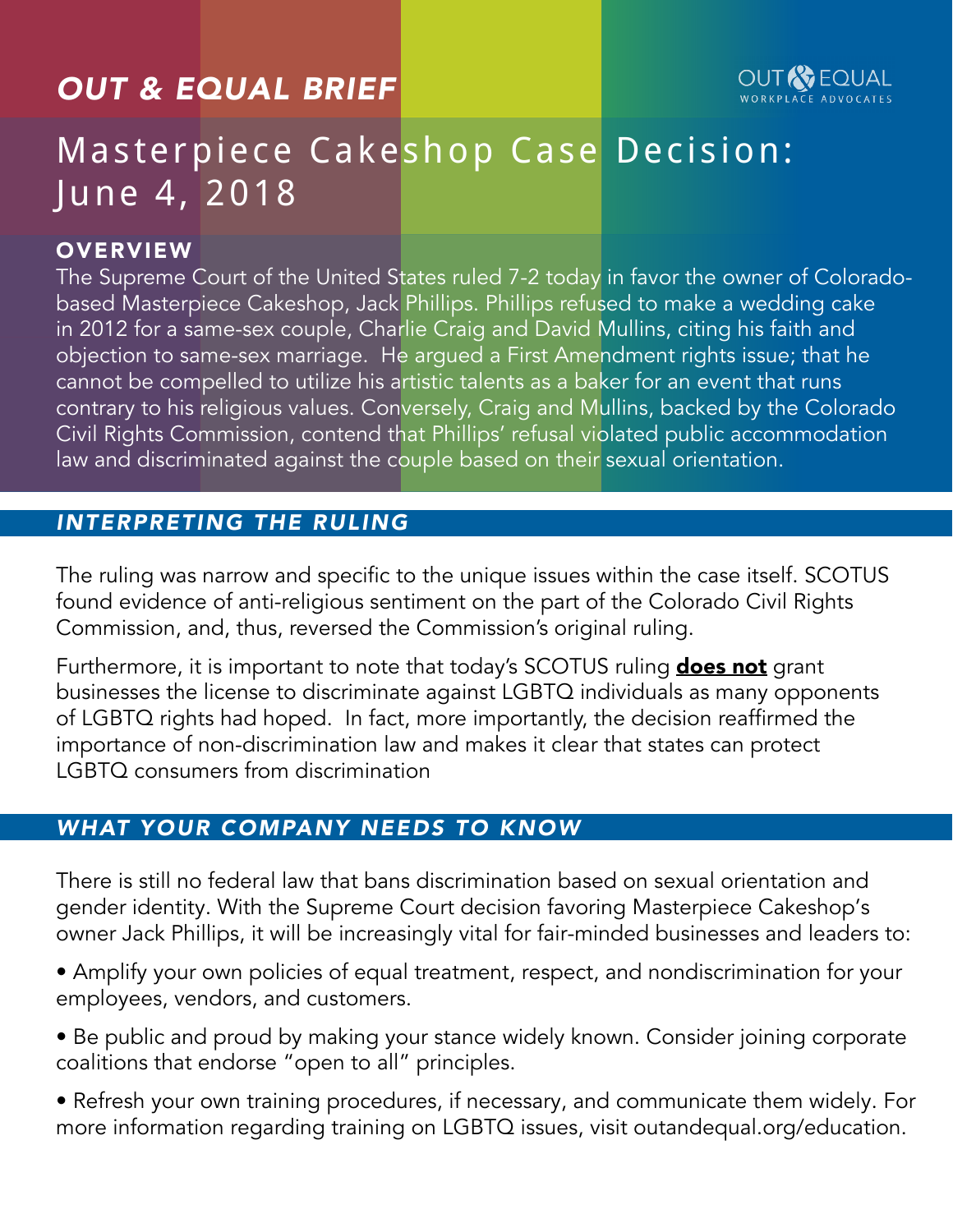*OUT & EQUAL BRIEF*

OUT & EQUAL WORKPLACE ADVOCATES

# Masterpiece Cakeshop Case Decision: June 4, 2018

## OVERVIEW

The Supreme Court of the United States ruled 7-2 today in favor the owner of Colorado-based Masterpiece Cakeshop, Jack Phillips. Phillips refused to make a wedding cake in 2012 for a same-sex couple, Charlie Craig and David Mullins, citing his faith and objection to same-sex marriage. He argued a First Amendment rights issue; that he cannot be compelled to utilize his artistic talents as a baker for an event that runs contrary to his religious values. Conversely, Craig and Mullins, backed by the Colorado Civil Rights Commission, contend that Phillips' refusal violated public accommodation law and discriminated against the couple based on their sexual orientation.

## *INTERPRETING THE RULING*

The ruling was narrow and specific to the unique issues within the case itself. SCOTUS found evidence of anti-religious sentiment on the part of the Colorado Civil Rights Commission, and, thus, reversed the Commission's original ruling.

Furthermore, it is important to note that today's SCOTUS ruling **does not** grant businesses the license to discriminate against LGBTQ individuals as many opponents of LGBTQ rights had hoped. In fact, more importantly, the decision reaffirmed the importance of non-discrimination law and makes it clear that states can protect LGBTQ consumers from discrimination

## *WHAT YOUR COMPANY NEEDS TO KNOW*

There is still no federal law that bans discrimination based on sexual orientation and gender identity. With the Supreme Court decision favoring Masterpiece Cakeshop's owner Jack Phillips, it will be increasingly vital for fair-minded businesses and leaders to:

- Amplify your own policies of equal treatment, respect, and nondiscrimination for your employees, vendors, and customers.
- Be public and proud by making your stance widely known. Consider joining corporate coalitions that endorse "open to all" principles.
- Refresh your own training procedures, if necessary, and communicate them widely. For more information regarding training on LGBTQ issues, visit outandequal.org/education.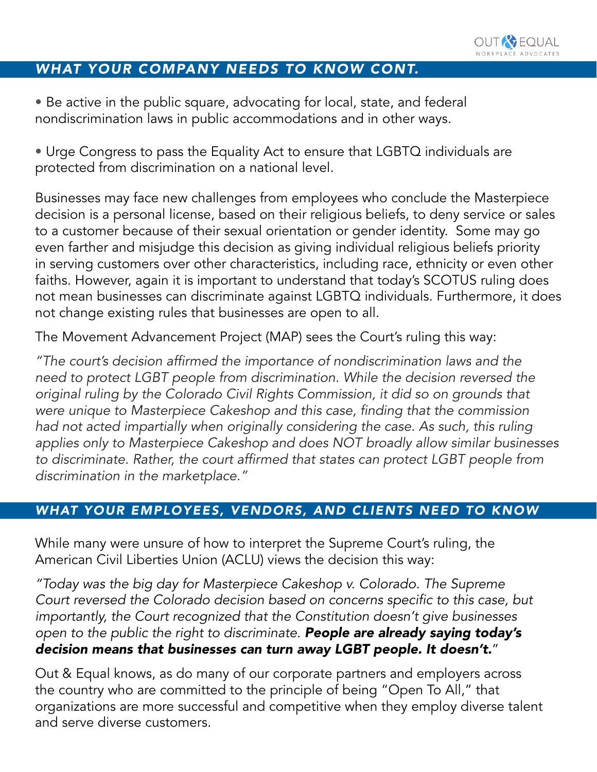## *WHAT YOUR COMPANY NEEDS TO KNOW CONT.*

- Be active in the public square, advocating for local, state, and federal nondiscrimination laws in public accommodations and in other ways.

- Urge Congress to pass the Equality Act to ensure that LGBTQ individuals are protected from discrimination on a national level.

Businesses may face new challenges from employees who conclude the Masterpiece decision is a personal license, based on their religious beliefs, to deny service or sales to a customer because of their sexual orientation or gender identity. Some may go even farther and misjudge this decision as giving individual religious beliefs priority in serving customers over other characteristics, including race, ethnicity or even other faiths. However, again it is important to understand that today's SCOTUS ruling does not mean businesses can discriminate against LGBTQ individuals. Furthermore, it does not change existing rules that businesses are open to all.

The Movement Advancement Project (MAP) sees the Court's ruling this way:

*"The court's decision affirmed the importance of nondiscrimination laws and the need to protect LGBT people from discrimination. While the decision reversed the original ruling by the Colorado Civil Rights Commission, it did so on grounds that were unique to Masterpiece Cakeshop and this case, finding that the commission had not acted impartially when originally considering the case. As such, this ruling applies only to Masterpiece Cakeshop and does NOT broadly allow similar businesses to discriminate. Rather, the court affirmed that states can protect LGBT people from discrimination in the marketplace."*

## *WHAT YOUR EMPLOYEES, VENDORS, AND CLIENTS NEED TO KNOW*

While many were unsure of how to interpret the Supreme Court's ruling, the American Civil Liberties Union (ACLU) views the decision this way:

*"Today was the big day for Masterpiece Cakeshop v. Colorado. The Supreme Court reversed the Colorado decision based on concerns specific to this case, but importantly, the Court recognized that the Constitution doesn't give businesses open to the public the right to discriminate.* ***People are already saying today's decision means that businesses can turn away LGBT people. It doesn't.****"*

Out & Equal knows, as do many of our corporate partners and employers across the country who are committed to the principle of being "Open To All," that organizations are more successful and competitive when they employ diverse talent and serve diverse customers.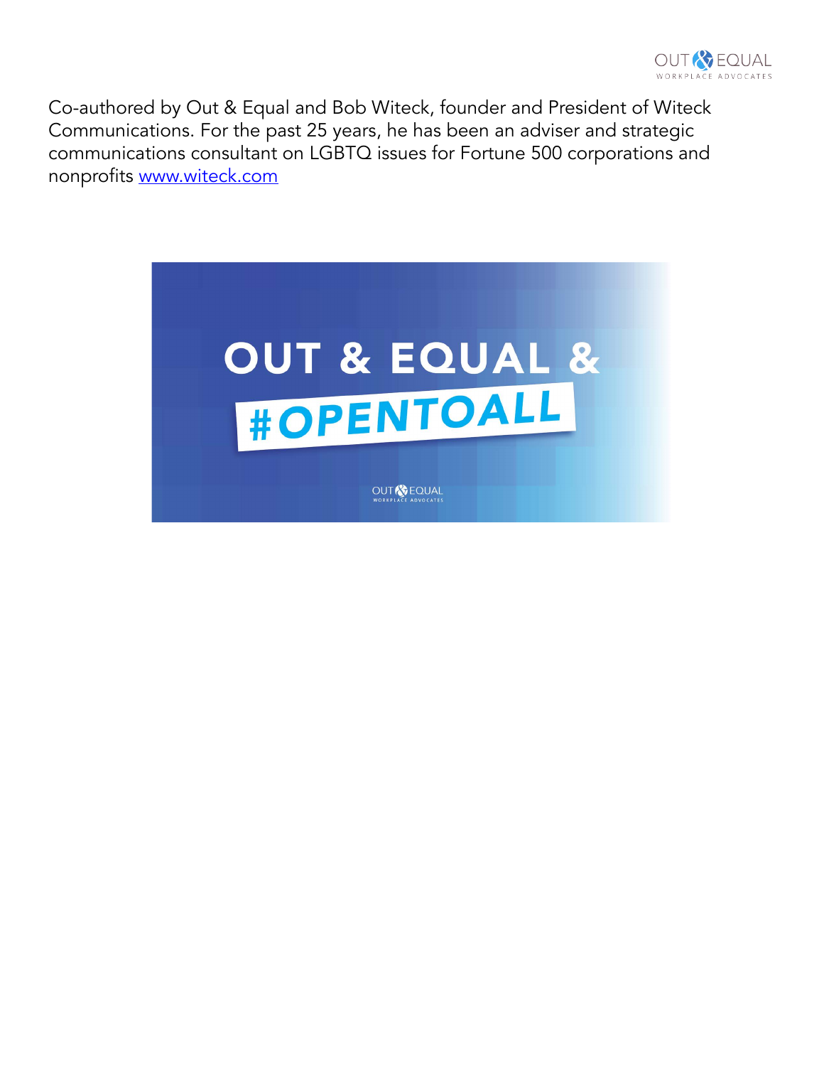Co-authored by Out & Equal and Bob Witeck, founder and President of Witeck Communications. For the past 25 years, he has been an adviser and strategic communications consultant on LGBTQ issues for Fortune 500 corporations and nonprofits [www.witeck.com](http://www.witeck.com)

OUT & EQUAL &

#OPENTOALL

OUT & EQUAL WORKPLACE ADVOCATES